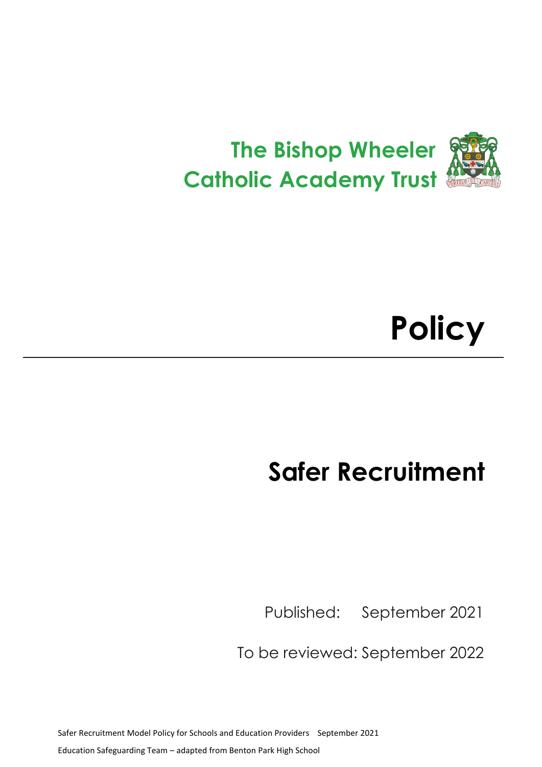The Bishop Wheeler Catholic Academy Trust

# Policy

# Safer Recruitment

Published: September 2021

To be reviewed: September 2022

Safer Recruitment Model Policy for Schools and Education Providers September 2021

Education Safeguarding Team – adapted from Benton Park High School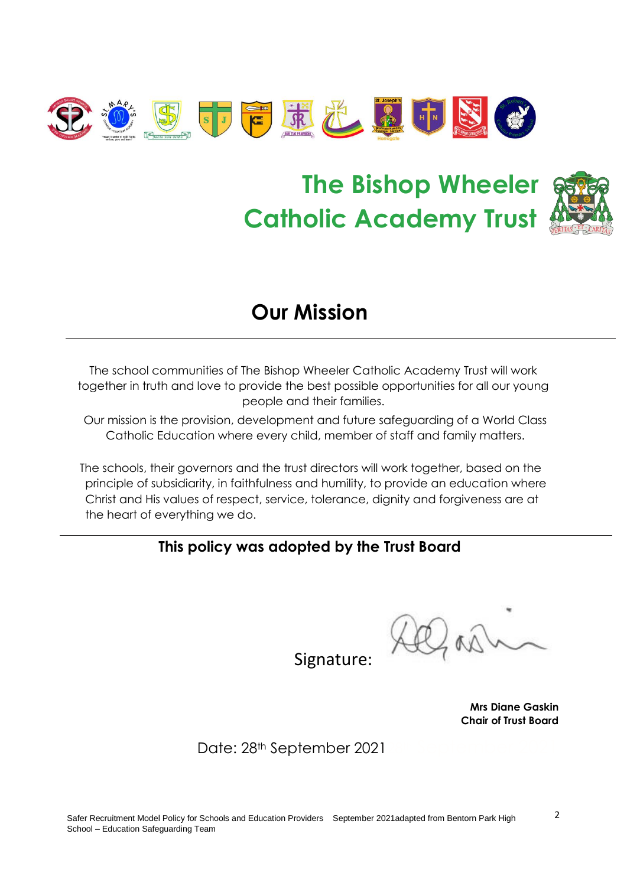# The Bishop Wheeler Catholic Academy Trust

## Our Mission

The school communities of The Bishop Wheeler Catholic Academy Trust will work together in truth and love to provide the best possible opportunities for all our young people and their families.

Our mission is the provision, development and future safeguarding of a World Class Catholic Education where every child, member of staff and family matters.

The schools, their governors and the trust directors will work together, based on the principle of subsidiarity, in faithfulness and humility, to provide an education where Christ and His values of respect, service, tolerance, dignity and forgiveness are at the heart of everything we do.

**This policy was adopted by the Trust Board**

Signature:

**Mrs Diane Gaskin**
**Chair of Trust Board**

Date: 28th September 2021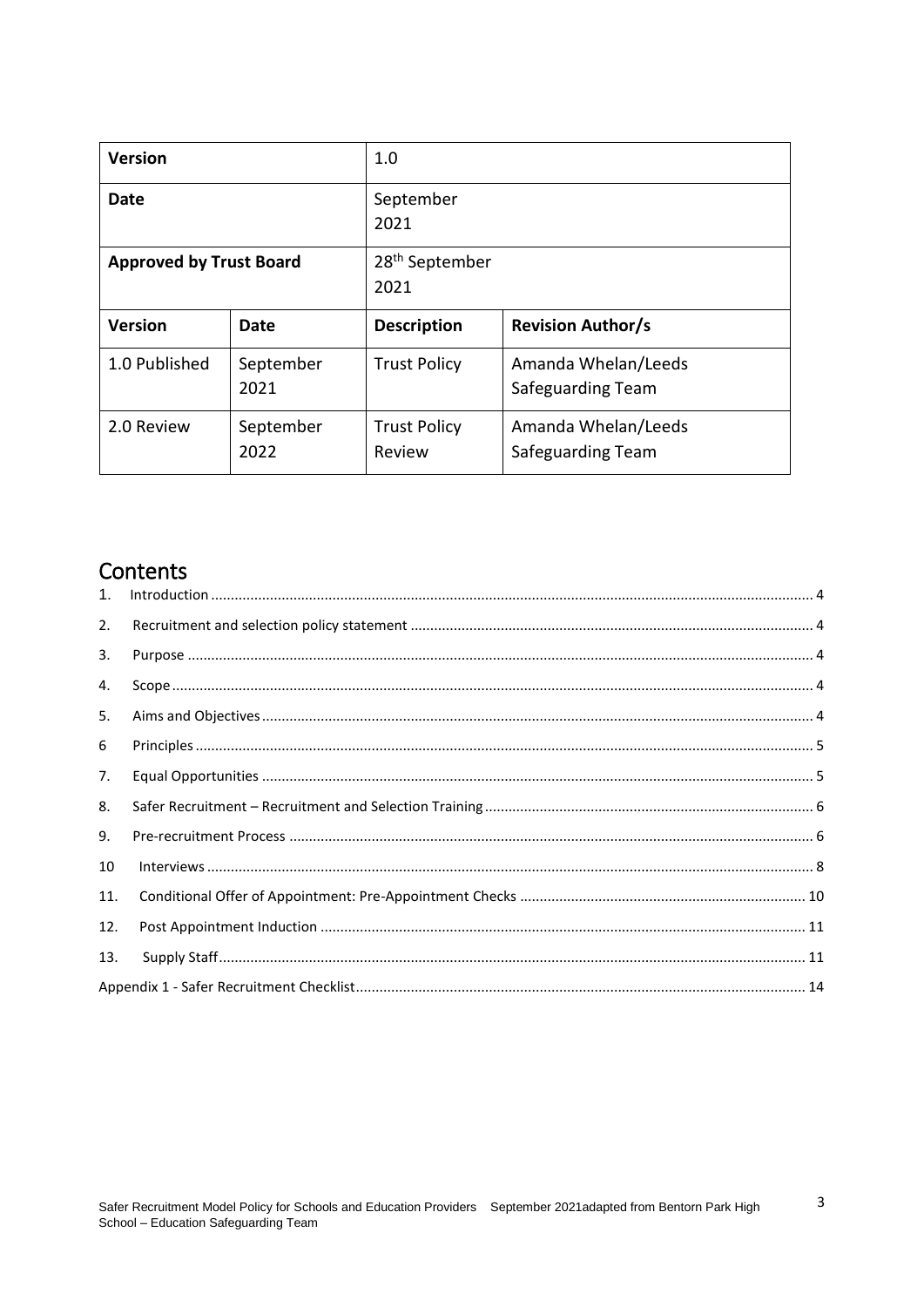| Version | | 1.0 | |
|---|---|---|---|
| **Date** | | September 2021 | |
| **Approved by Trust Board** | | 28th September 2021 | |
| **Version** | **Date** | **Description** | **Revision Author/s** |
| 1.0 Published | September 2021 | Trust Policy | Amanda Whelan/Leeds Safeguarding Team |
| 2.0 Review | September 2022 | Trust Policy Review | Amanda Whelan/Leeds Safeguarding Team |

# Contents

1. Introduction ........................................ 4
2. Recruitment and selection policy statement ........................................ 4
3. Purpose ........................................ 4
4. Scope ........................................ 4
5. Aims and Objectives ........................................ 4
6 Principles ........................................ 5
7. Equal Opportunities ........................................ 5
8. Safer Recruitment – Recruitment and Selection Training ........................................ 6
9. Pre-recruitment Process ........................................ 6
10 Interviews ........................................ 8
11. Conditional Offer of Appointment: Pre-Appointment Checks ........................................ 10
12. Post Appointment Induction ........................................ 11
13. Supply Staff ........................................ 11

Appendix 1 - Safer Recruitment Checklist ........................................ 14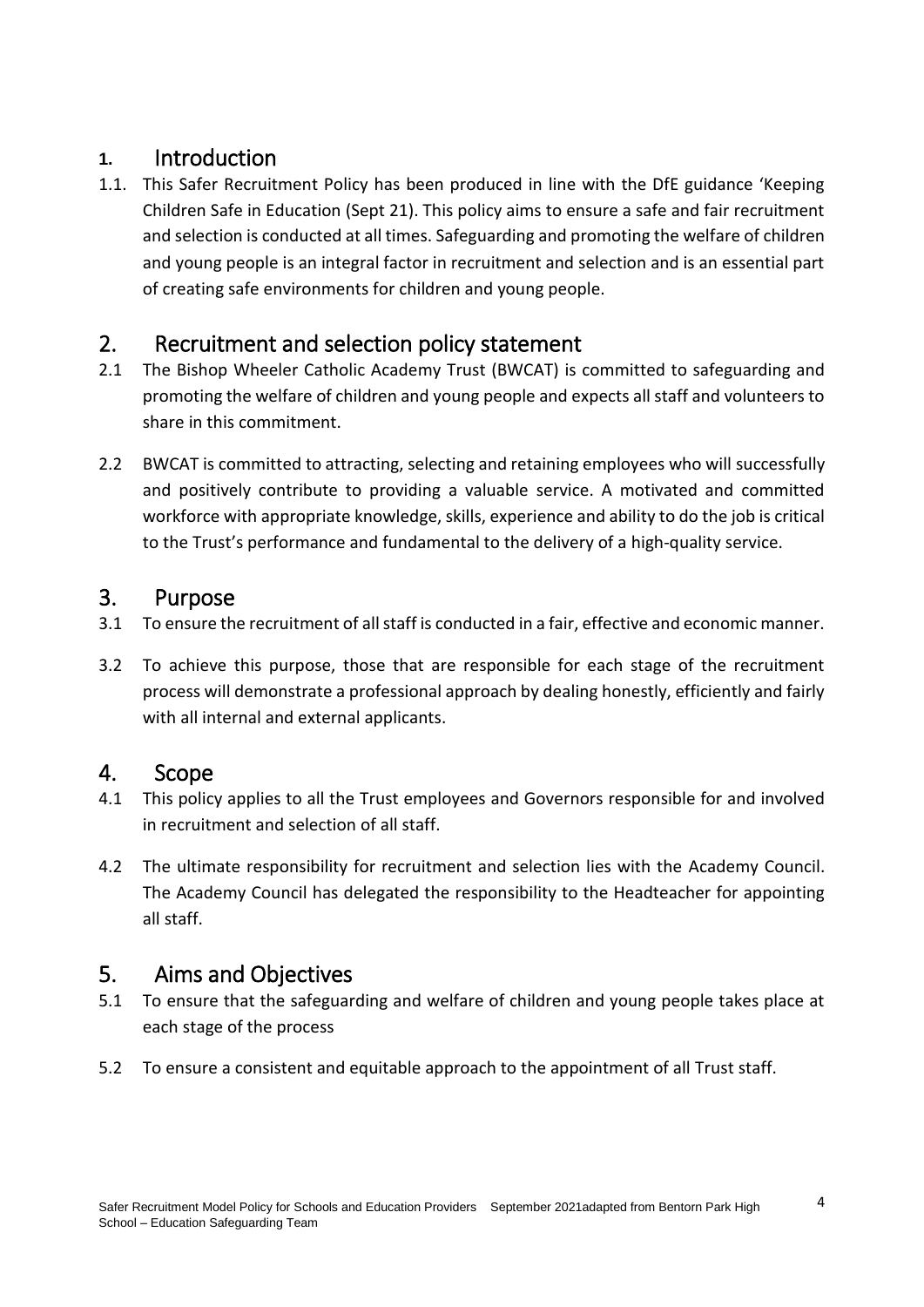## 1. Introduction

1.1. This Safer Recruitment Policy has been produced in line with the DfE guidance 'Keeping Children Safe in Education (Sept 21). This policy aims to ensure a safe and fair recruitment and selection is conducted at all times. Safeguarding and promoting the welfare of children and young people is an integral factor in recruitment and selection and is an essential part of creating safe environments for children and young people.

## 2. Recruitment and selection policy statement

2.1 The Bishop Wheeler Catholic Academy Trust (BWCAT) is committed to safeguarding and promoting the welfare of children and young people and expects all staff and volunteers to share in this commitment.

2.2 BWCAT is committed to attracting, selecting and retaining employees who will successfully and positively contribute to providing a valuable service. A motivated and committed workforce with appropriate knowledge, skills, experience and ability to do the job is critical to the Trust's performance and fundamental to the delivery of a high-quality service.

## 3. Purpose

3.1 To ensure the recruitment of all staff is conducted in a fair, effective and economic manner.

3.2 To achieve this purpose, those that are responsible for each stage of the recruitment process will demonstrate a professional approach by dealing honestly, efficiently and fairly with all internal and external applicants.

## 4. Scope

4.1 This policy applies to all the Trust employees and Governors responsible for and involved in recruitment and selection of all staff.

4.2 The ultimate responsibility for recruitment and selection lies with the Academy Council. The Academy Council has delegated the responsibility to the Headteacher for appointing all staff.

## 5. Aims and Objectives

5.1 To ensure that the safeguarding and welfare of children and young people takes place at each stage of the process

5.2 To ensure a consistent and equitable approach to the appointment of all Trust staff.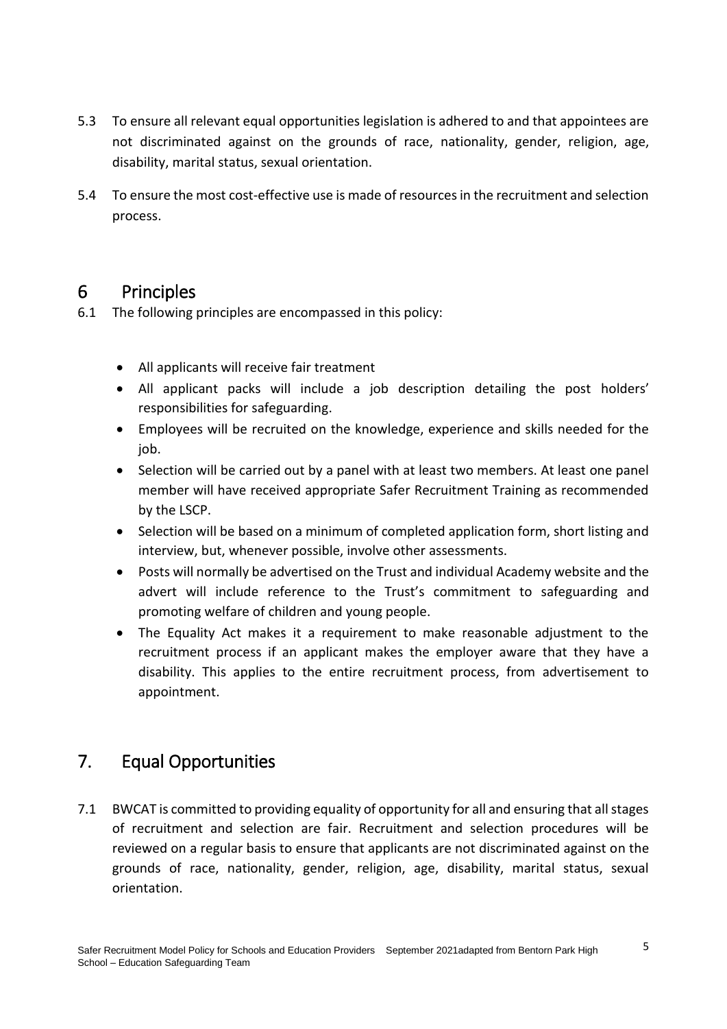5.3 To ensure all relevant equal opportunities legislation is adhered to and that appointees are not discriminated against on the grounds of race, nationality, gender, religion, age, disability, marital status, sexual orientation.

5.4 To ensure the most cost-effective use is made of resources in the recruitment and selection process.

## 6 Principles

6.1 The following principles are encompassed in this policy:

- All applicants will receive fair treatment
- All applicant packs will include a job description detailing the post holders' responsibilities for safeguarding.
- Employees will be recruited on the knowledge, experience and skills needed for the job.
- Selection will be carried out by a panel with at least two members. At least one panel member will have received appropriate Safer Recruitment Training as recommended by the LSCP.
- Selection will be based on a minimum of completed application form, short listing and interview, but, whenever possible, involve other assessments.
- Posts will normally be advertised on the Trust and individual Academy website and the advert will include reference to the Trust's commitment to safeguarding and promoting welfare of children and young people.
- The Equality Act makes it a requirement to make reasonable adjustment to the recruitment process if an applicant makes the employer aware that they have a disability. This applies to the entire recruitment process, from advertisement to appointment.

## 7. Equal Opportunities

7.1 BWCAT is committed to providing equality of opportunity for all and ensuring that all stages of recruitment and selection are fair. Recruitment and selection procedures will be reviewed on a regular basis to ensure that applicants are not discriminated against on the grounds of race, nationality, gender, religion, age, disability, marital status, sexual orientation.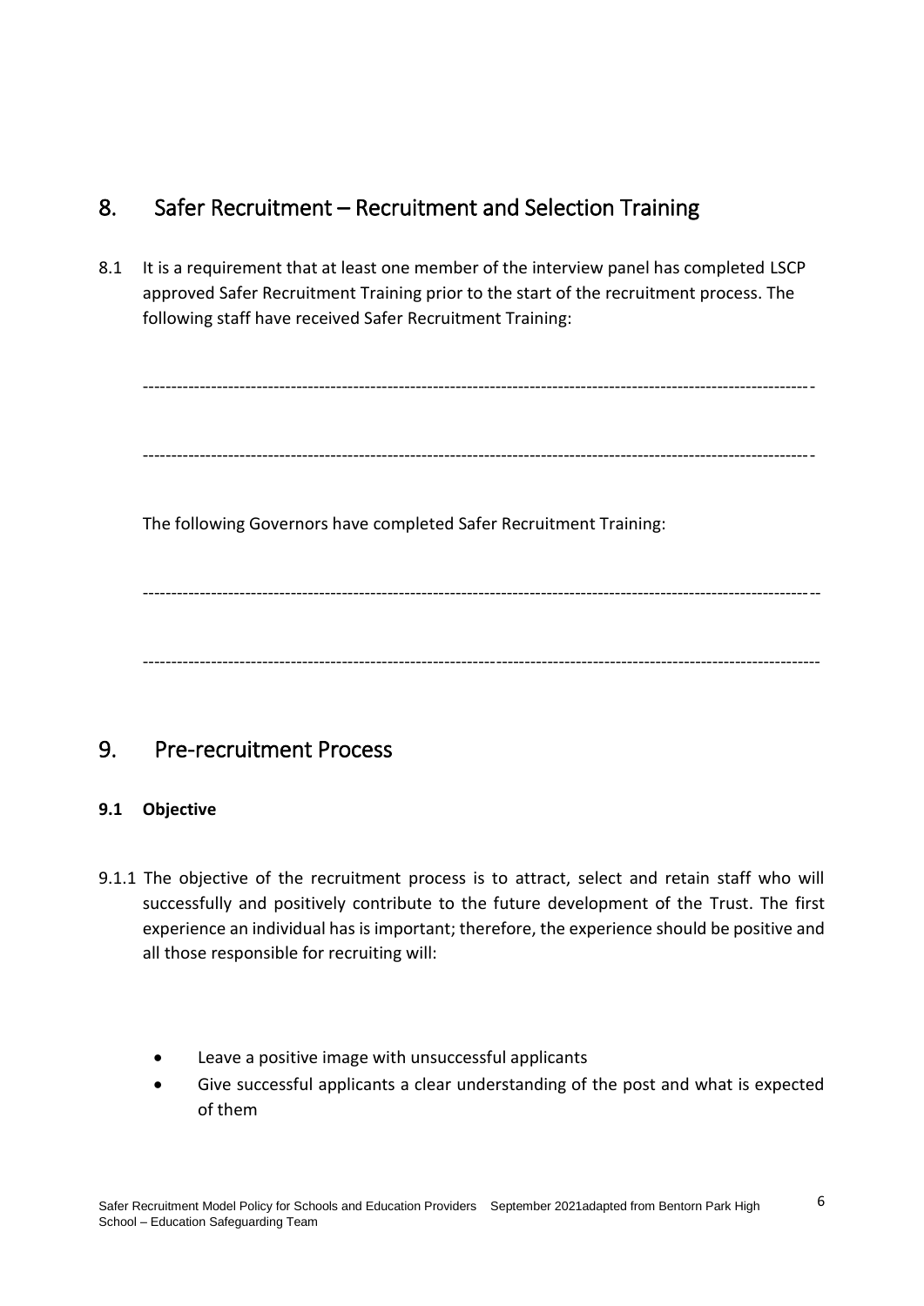## 8. Safer Recruitment – Recruitment and Selection Training

8.1 It is a requirement that at least one member of the interview panel has completed LSCP approved Safer Recruitment Training prior to the start of the recruitment process. The following staff have received Safer Recruitment Training:

-------------------------------------------------------------------------------------------------------------------

-------------------------------------------------------------------------------------------------------------------

The following Governors have completed Safer Recruitment Training:

--------------------------------------------------------------------------------------------------------------------

--------------------------------------------------------------------------------------------------------------------

## 9. Pre-recruitment Process

### 9.1 Objective

9.1.1 The objective of the recruitment process is to attract, select and retain staff who will successfully and positively contribute to the future development of the Trust. The first experience an individual has is important; therefore, the experience should be positive and all those responsible for recruiting will:

- Leave a positive image with unsuccessful applicants
- Give successful applicants a clear understanding of the post and what is expected of them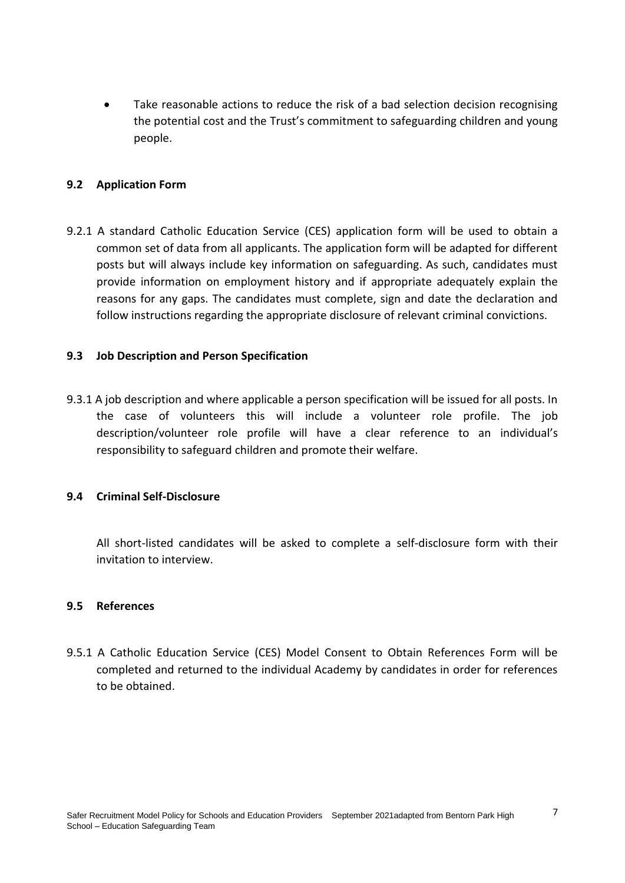- Take reasonable actions to reduce the risk of a bad selection decision recognising the potential cost and the Trust's commitment to safeguarding children and young people.

### 9.2 Application Form

9.2.1 A standard Catholic Education Service (CES) application form will be used to obtain a common set of data from all applicants. The application form will be adapted for different posts but will always include key information on safeguarding. As such, candidates must provide information on employment history and if appropriate adequately explain the reasons for any gaps. The candidates must complete, sign and date the declaration and follow instructions regarding the appropriate disclosure of relevant criminal convictions.

### 9.3 Job Description and Person Specification

9.3.1 A job description and where applicable a person specification will be issued for all posts. In the case of volunteers this will include a volunteer role profile. The job description/volunteer role profile will have a clear reference to an individual's responsibility to safeguard children and promote their welfare.

### 9.4 Criminal Self-Disclosure

All short-listed candidates will be asked to complete a self-disclosure form with their invitation to interview.

### 9.5 References

9.5.1 A Catholic Education Service (CES) Model Consent to Obtain References Form will be completed and returned to the individual Academy by candidates in order for references to be obtained.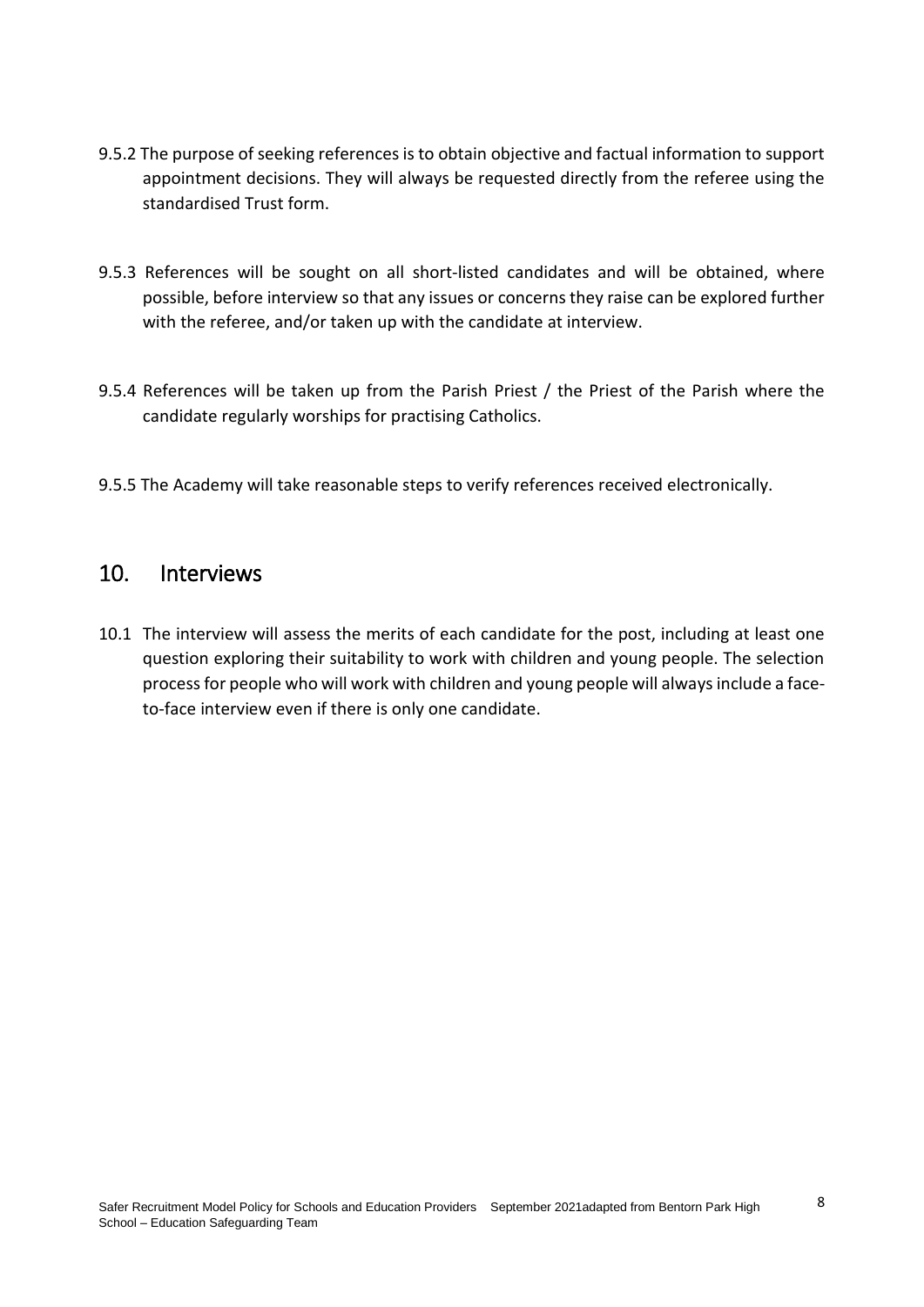9.5.2 The purpose of seeking references is to obtain objective and factual information to support appointment decisions. They will always be requested directly from the referee using the standardised Trust form.

9.5.3 References will be sought on all short-listed candidates and will be obtained, where possible, before interview so that any issues or concerns they raise can be explored further with the referee, and/or taken up with the candidate at interview.

9.5.4 References will be taken up from the Parish Priest / the Priest of the Parish where the candidate regularly worships for practising Catholics.

9.5.5 The Academy will take reasonable steps to verify references received electronically.

## 10. Interviews

10.1 The interview will assess the merits of each candidate for the post, including at least one question exploring their suitability to work with children and young people. The selection process for people who will work with children and young people will always include a face-to-face interview even if there is only one candidate.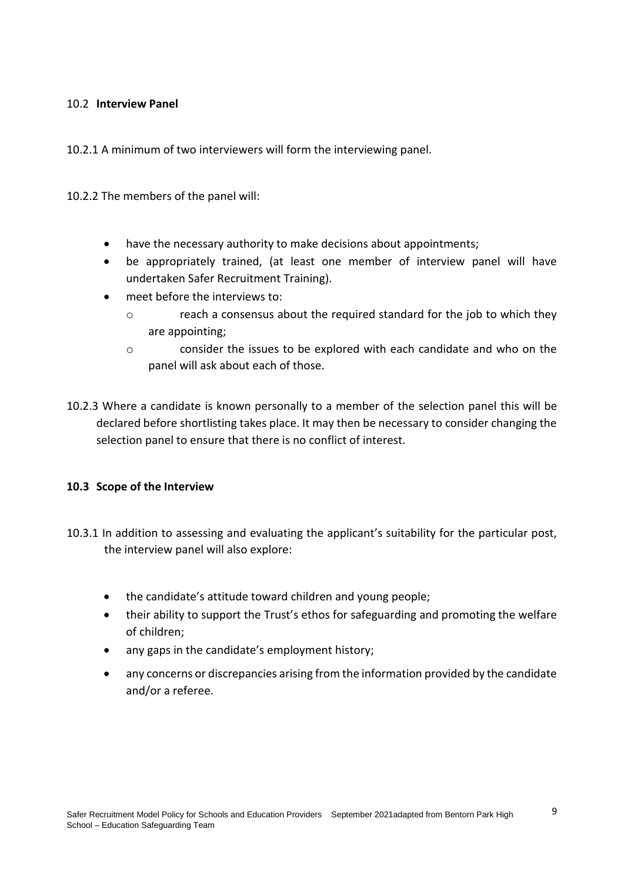### 10.2 **Interview Panel**

10.2.1 A minimum of two interviewers will form the interviewing panel.

10.2.2 The members of the panel will:

- have the necessary authority to make decisions about appointments;
- be appropriately trained, (at least one member of interview panel will have undertaken Safer Recruitment Training).
- meet before the interviews to:
  - reach a consensus about the required standard for the job to which they are appointing;
  - consider the issues to be explored with each candidate and who on the panel will ask about each of those.

10.2.3 Where a candidate is known personally to a member of the selection panel this will be declared before shortlisting takes place. It may then be necessary to consider changing the selection panel to ensure that there is no conflict of interest.

### **10.3 Scope of the Interview**

10.3.1 In addition to assessing and evaluating the applicant's suitability for the particular post, the interview panel will also explore:

- the candidate's attitude toward children and young people;
- their ability to support the Trust's ethos for safeguarding and promoting the welfare of children;
- any gaps in the candidate's employment history;
- any concerns or discrepancies arising from the information provided by the candidate and/or a referee.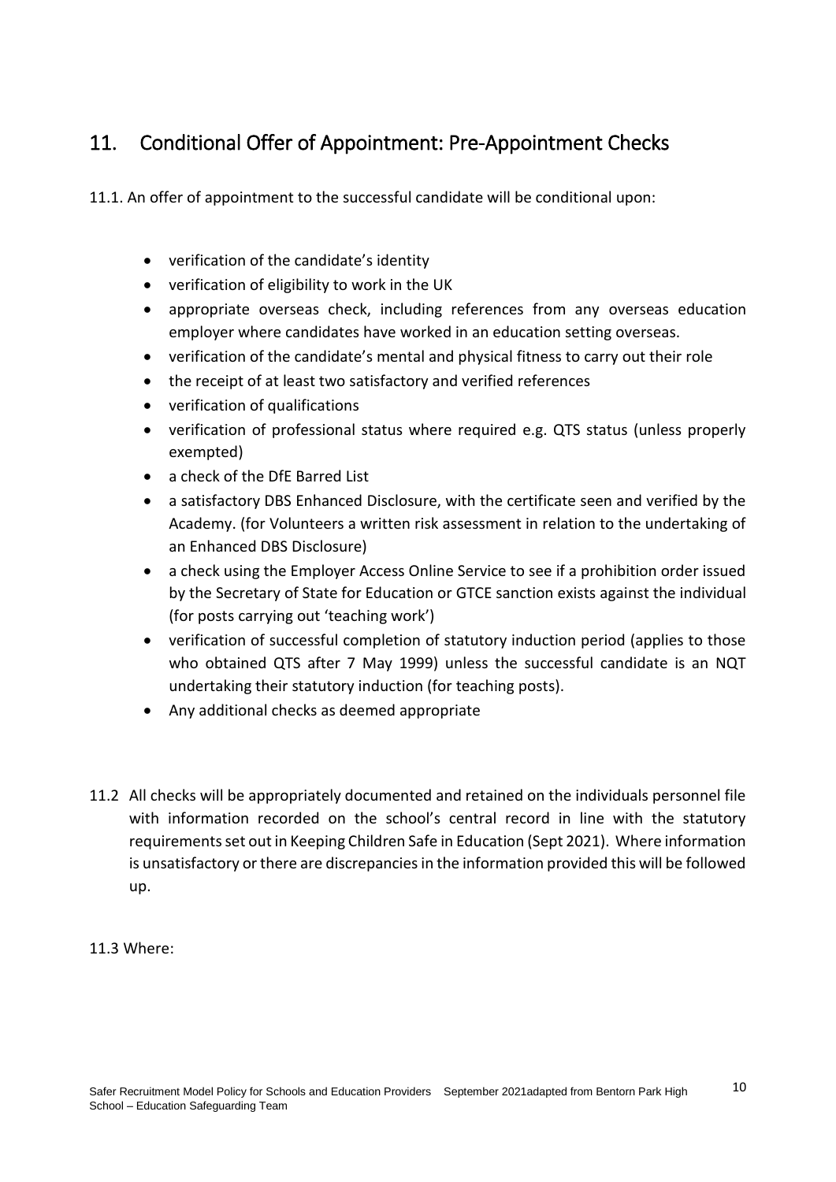## 11. Conditional Offer of Appointment: Pre-Appointment Checks

11.1. An offer of appointment to the successful candidate will be conditional upon:

- verification of the candidate's identity
- verification of eligibility to work in the UK
- appropriate overseas check, including references from any overseas education employer where candidates have worked in an education setting overseas.
- verification of the candidate's mental and physical fitness to carry out their role
- the receipt of at least two satisfactory and verified references
- verification of qualifications
- verification of professional status where required e.g. QTS status (unless properly exempted)
- a check of the DfE Barred List
- a satisfactory DBS Enhanced Disclosure, with the certificate seen and verified by the Academy. (for Volunteers a written risk assessment in relation to the undertaking of an Enhanced DBS Disclosure)
- a check using the Employer Access Online Service to see if a prohibition order issued by the Secretary of State for Education or GTCE sanction exists against the individual (for posts carrying out 'teaching work')
- verification of successful completion of statutory induction period (applies to those who obtained QTS after 7 May 1999) unless the successful candidate is an NQT undertaking their statutory induction (for teaching posts).
- Any additional checks as deemed appropriate

11.2 All checks will be appropriately documented and retained on the individuals personnel file with information recorded on the school's central record in line with the statutory requirements set out in Keeping Children Safe in Education (Sept 2021). Where information is unsatisfactory or there are discrepancies in the information provided this will be followed up.

11.3 Where: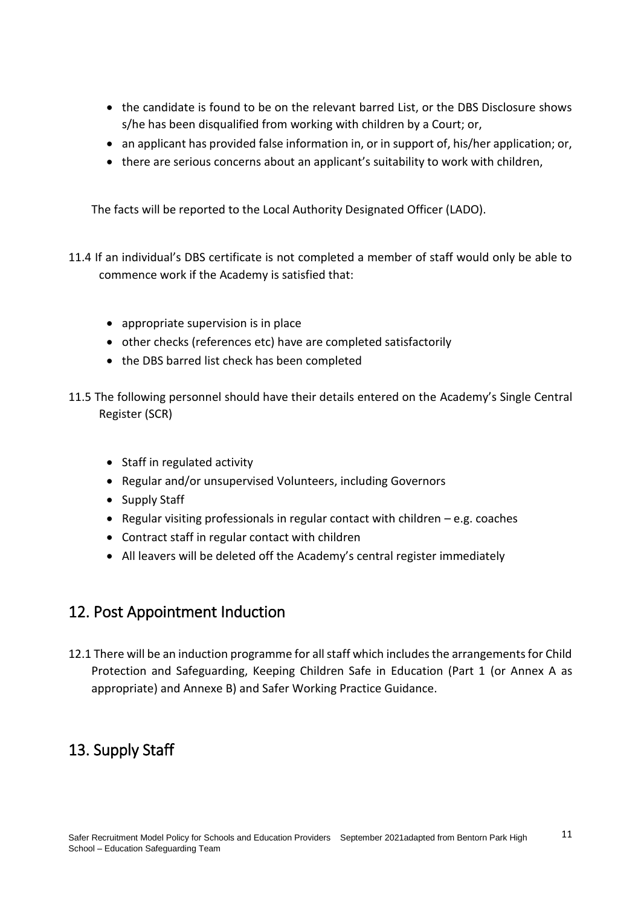- the candidate is found to be on the relevant barred List, or the DBS Disclosure shows s/he has been disqualified from working with children by a Court; or,
- an applicant has provided false information in, or in support of, his/her application; or,
- there are serious concerns about an applicant's suitability to work with children,

The facts will be reported to the Local Authority Designated Officer (LADO).

11.4 If an individual's DBS certificate is not completed a member of staff would only be able to commence work if the Academy is satisfied that:

- appropriate supervision is in place
- other checks (references etc) have are completed satisfactorily
- the DBS barred list check has been completed

11.5 The following personnel should have their details entered on the Academy's Single Central Register (SCR)

- Staff in regulated activity
- Regular and/or unsupervised Volunteers, including Governors
- Supply Staff
- Regular visiting professionals in regular contact with children – e.g. coaches
- Contract staff in regular contact with children
- All leavers will be deleted off the Academy's central register immediately

## 12. Post Appointment Induction

12.1 There will be an induction programme for all staff which includes the arrangements for Child Protection and Safeguarding, Keeping Children Safe in Education (Part 1 (or Annex A as appropriate) and Annexe B) and Safer Working Practice Guidance.

## 13. Supply Staff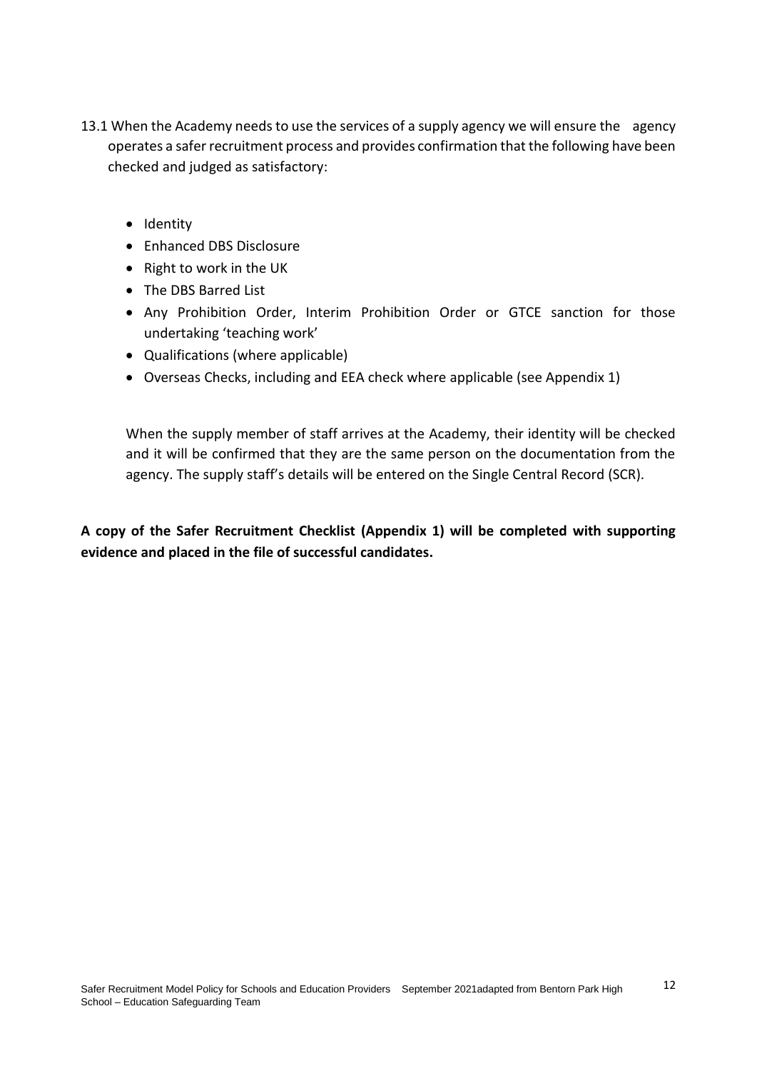13.1 When the Academy needs to use the services of a supply agency we will ensure the agency operates a safer recruitment process and provides confirmation that the following have been checked and judged as satisfactory:

- Identity
- Enhanced DBS Disclosure
- Right to work in the UK
- The DBS Barred List
- Any Prohibition Order, Interim Prohibition Order or GTCE sanction for those undertaking 'teaching work'
- Qualifications (where applicable)
- Overseas Checks, including and EEA check where applicable (see Appendix 1)

When the supply member of staff arrives at the Academy, their identity will be checked and it will be confirmed that they are the same person on the documentation from the agency. The supply staff's details will be entered on the Single Central Record (SCR).

**A copy of the Safer Recruitment Checklist (Appendix 1) will be completed with supporting evidence and placed in the file of successful candidates.**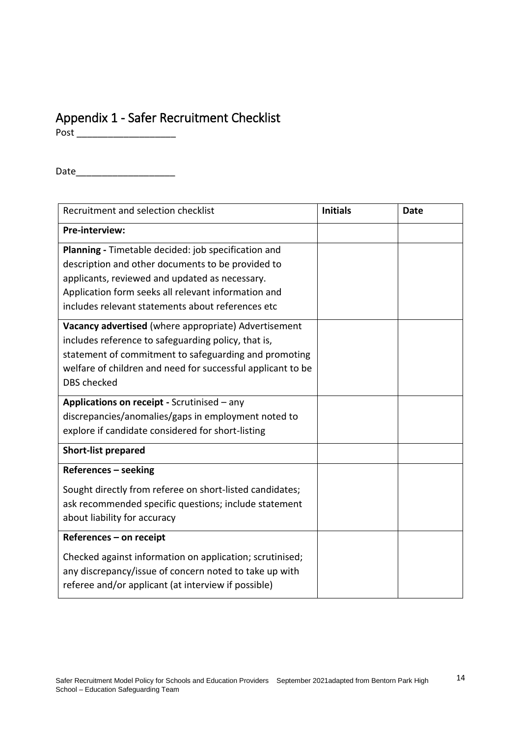## Appendix 1 - Safer Recruitment Checklist

Post ___________________

Date___________________

| Recruitment and selection checklist | **Initials** | **Date** |
|---|---|---|
| **Pre-interview:** | | |
| **Planning -** Timetable decided: job specification and description and other documents to be provided to applicants, reviewed and updated as necessary. Application form seeks all relevant information and includes relevant statements about references etc | | |
| **Vacancy advertised** (where appropriate) Advertisement includes reference to safeguarding policy, that is, statement of commitment to safeguarding and promoting welfare of children and need for successful applicant to be DBS checked | | |
| **Applications on receipt -** Scrutinised – any discrepancies/anomalies/gaps in employment noted to explore if candidate considered for short-listing | | |
| **Short-list prepared** | | |
| **References – seeking**<br><br>Sought directly from referee on short-listed candidates; ask recommended specific questions; include statement about liability for accuracy | | |
| **References – on receipt**<br><br>Checked against information on application; scrutinised; any discrepancy/issue of concern noted to take up with referee and/or applicant (at interview if possible) | | |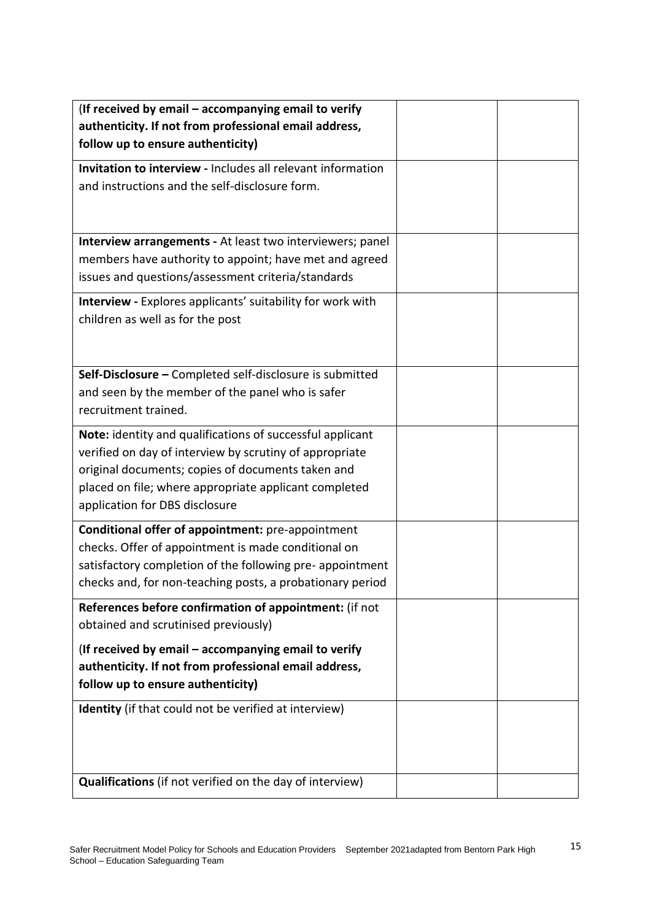| | | |
|---|---|---|
| **(If received by email – accompanying email to verify authenticity. If not from professional email address, follow up to ensure authenticity)** | | |
| **Invitation to interview -** Includes all relevant information and instructions and the self-disclosure form. | | |
| **Interview arrangements -** At least two interviewers; panel members have authority to appoint; have met and agreed issues and questions/assessment criteria/standards | | |
| **Interview -** Explores applicants' suitability for work with children as well as for the post | | |
| **Self-Disclosure –** Completed self-disclosure is submitted and seen by the member of the panel who is safer recruitment trained. | | |
| **Note:** identity and qualifications of successful applicant verified on day of interview by scrutiny of appropriate original documents; copies of documents taken and placed on file; where appropriate applicant completed application for DBS disclosure | | |
| **Conditional offer of appointment:** pre-appointment checks. Offer of appointment is made conditional on satisfactory completion of the following pre- appointment checks and, for non-teaching posts, a probationary period | | |
| **References before confirmation of appointment:** (if not obtained and scrutinised previously) **(If received by email – accompanying email to verify authenticity. If not from professional email address, follow up to ensure authenticity)** | | |
| **Identity** (if that could not be verified at interview) | | |
| **Qualifications** (if not verified on the day of interview) | | |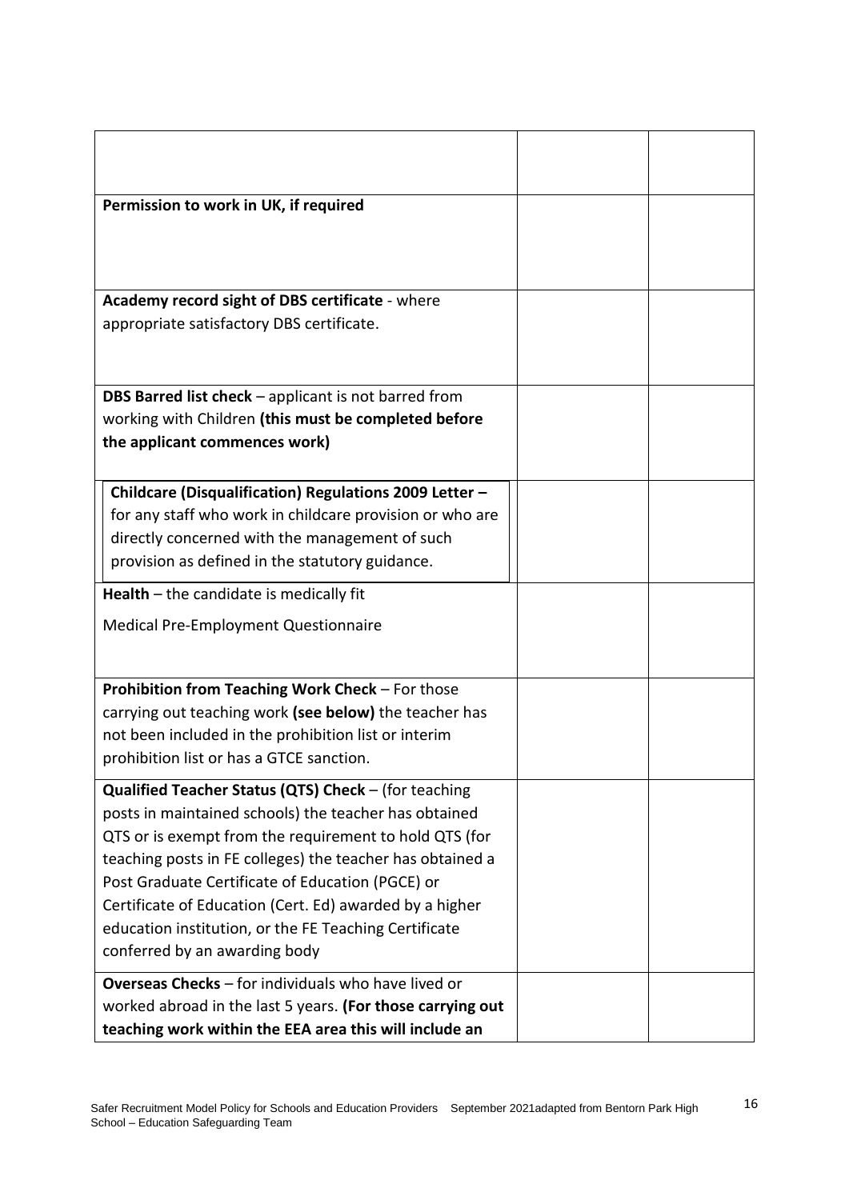| | | |
|---|---|---|
| | | |
| **Permission to work in UK, if required** | | |
| **Academy record sight of DBS certificate** - where appropriate satisfactory DBS certificate. | | |
| **DBS Barred list check** – applicant is not barred from working with Children **(this must be completed before the applicant commences work)** | | |
| **Childcare (Disqualification) Regulations 2009 Letter –** for any staff who work in childcare provision or who are directly concerned with the management of such provision as defined in the statutory guidance. | | |
| **Health** – the candidate is medically fit<br><br>Medical Pre-Employment Questionnaire | | |
| **Prohibition from Teaching Work Check** – For those carrying out teaching work **(see below)** the teacher has not been included in the prohibition list or interim prohibition list or has a GTCE sanction. | | |
| **Qualified Teacher Status (QTS) Check** – (for teaching posts in maintained schools) the teacher has obtained QTS or is exempt from the requirement to hold QTS (for teaching posts in FE colleges) the teacher has obtained a Post Graduate Certificate of Education (PGCE) or Certificate of Education (Cert. Ed) awarded by a higher education institution, or the FE Teaching Certificate conferred by an awarding body | | |
| **Overseas Checks** – for individuals who have lived or worked abroad in the last 5 years. **(For those carrying out teaching work within the EEA area this will include an** | | |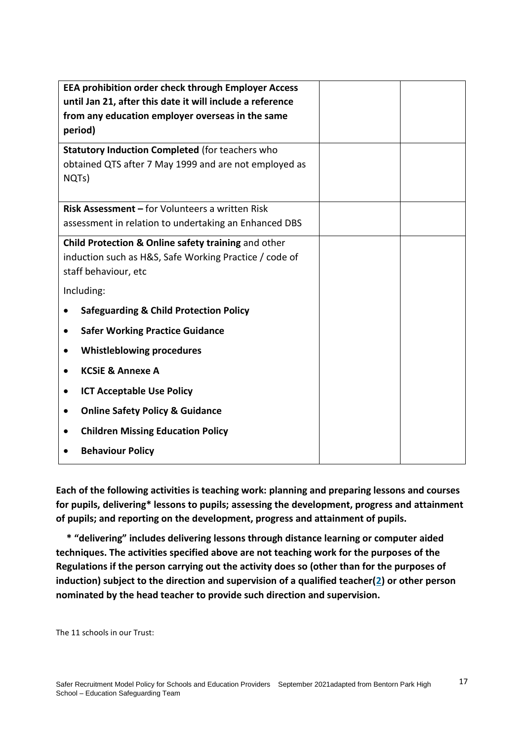| | | |
|---|---|---|
| **EEA prohibition order check through Employer Access until Jan 21, after this date it will include a reference from any education employer overseas in the same period)** | | |
| **Statutory Induction Completed** (for teachers who obtained QTS after 7 May 1999 and are not employed as NQTs) | | |
| **Risk Assessment –** for Volunteers a written Risk assessment in relation to undertaking an Enhanced DBS | | |
| **Child Protection & Online safety training** and other induction such as H&S, Safe Working Practice / code of staff behaviour, etc<br><br>Including:<br><br>• **Safeguarding & Child Protection Policy**<br>• **Safer Working Practice Guidance**<br>• **Whistleblowing procedures**<br>• **KCSiE & Annexe A**<br>• **ICT Acceptable Use Policy**<br>• **Online Safety Policy & Guidance**<br>• **Children Missing Education Policy**<br>• **Behaviour Policy** | | |

**Each of the following activities is teaching work: planning and preparing lessons and courses for pupils, delivering* lessons to pupils; assessing the development, progress and attainment of pupils; and reporting on the development, progress and attainment of pupils.**

**\* "delivering" includes delivering lessons through distance learning or computer aided techniques. The activities specified above are not teaching work for the purposes of the Regulations if the person carrying out the activity does so (other than for the purposes of induction) subject to the direction and supervision of a qualified teacher(2) or other person nominated by the head teacher to provide such direction and supervision.**

The 11 schools in our Trust: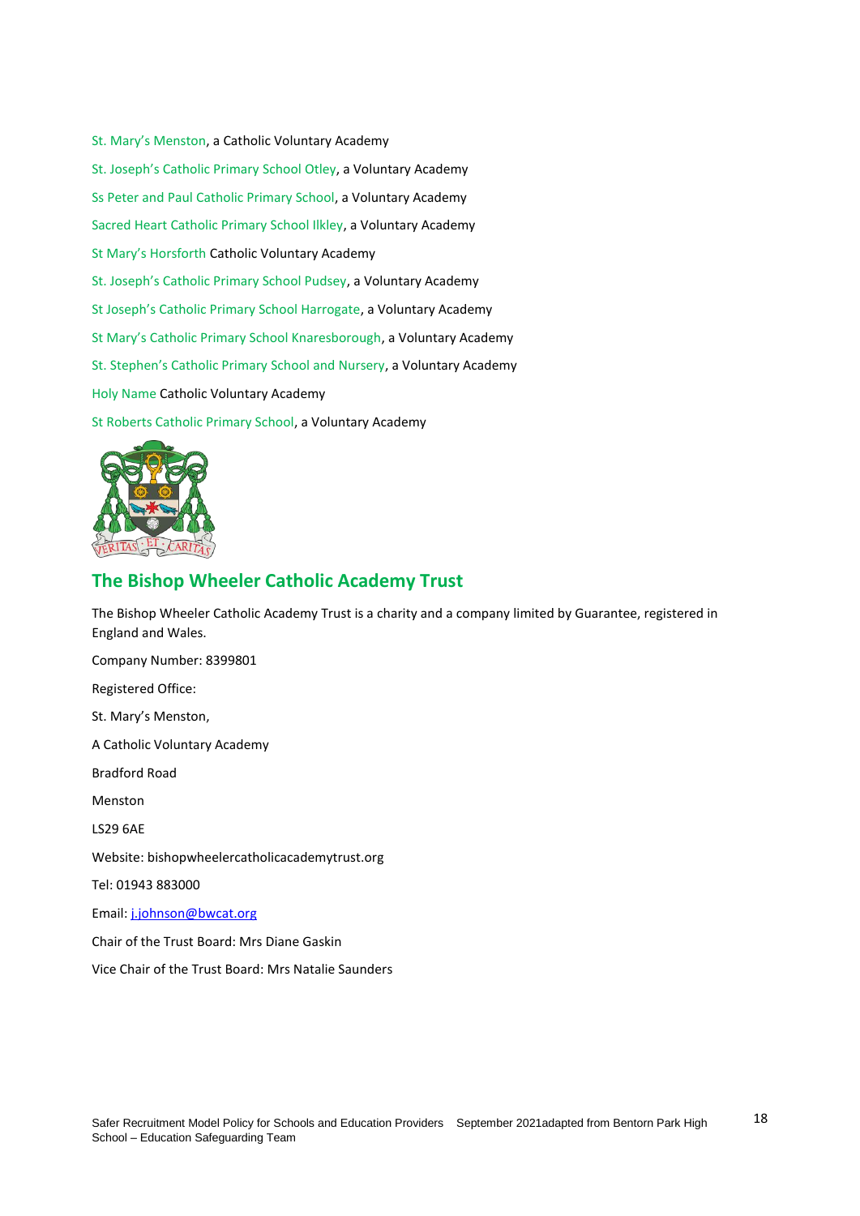St. Mary's Menston, a Catholic Voluntary Academy

St. Joseph's Catholic Primary School Otley, a Voluntary Academy

Ss Peter and Paul Catholic Primary School, a Voluntary Academy

Sacred Heart Catholic Primary School Ilkley, a Voluntary Academy

St Mary's Horsforth Catholic Voluntary Academy

St. Joseph's Catholic Primary School Pudsey, a Voluntary Academy

St Joseph's Catholic Primary School Harrogate, a Voluntary Academy

St Mary's Catholic Primary School Knaresborough, a Voluntary Academy

St. Stephen's Catholic Primary School and Nursery, a Voluntary Academy

Holy Name Catholic Voluntary Academy

St Roberts Catholic Primary School, a Voluntary Academy

## The Bishop Wheeler Catholic Academy Trust

The Bishop Wheeler Catholic Academy Trust is a charity and a company limited by Guarantee, registered in England and Wales.

Company Number: 8399801

Registered Office:

St. Mary's Menston,

A Catholic Voluntary Academy

Bradford Road

Menston

LS29 6AE

Website: bishopwheelercatholicacademytrust.org

Tel: 01943 883000

Email: j.johnson@bwcat.org

Chair of the Trust Board: Mrs Diane Gaskin

Vice Chair of the Trust Board: Mrs Natalie Saunders